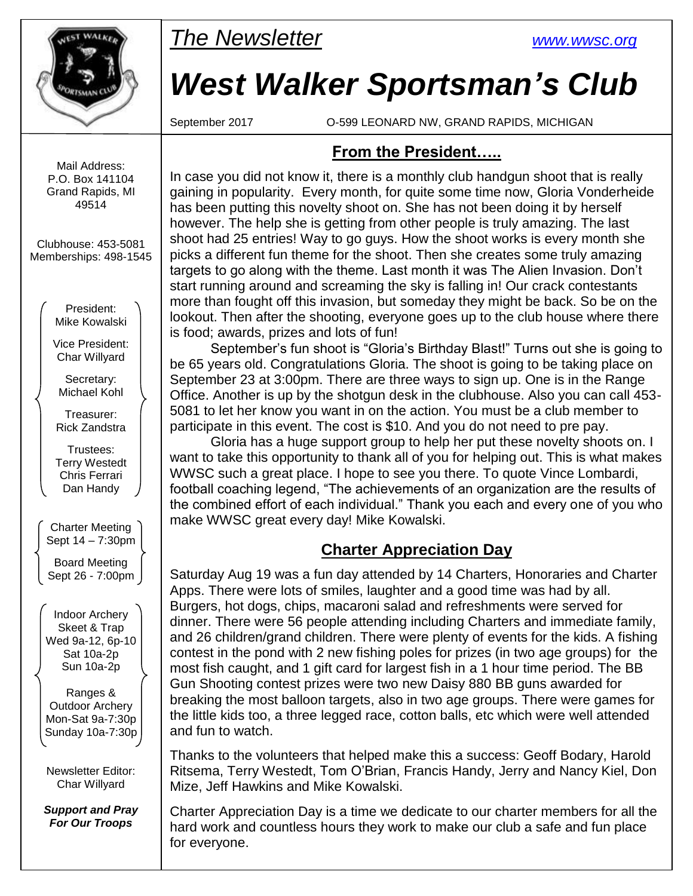*The Newsletter* www.wwsc.org

# *West Walker Sportsman's Club*

September 2017 O-599 LEONARD NW, GRAND RAPIDS, MICHIGAN

Mail Address:
P.O. Box 141104
Grand Rapids, MI
49514

Clubhouse: 453-5081
Memberships: 498-1545

President:
Mike Kowalski

Vice President:
Char Willyard

Secretary:
Michael Kohl

Treasurer:
Rick Zandstra

Trustees:
Terry Westedt
Chris Ferrari
Dan Handy

Charter Meeting
Sept 14 – 7:30pm

Board Meeting
Sept 26 - 7:00pm

Indoor Archery
Skeet & Trap
Wed 9a-12, 6p-10
Sat 10a-2p
Sun 10a-2p

Ranges &
Outdoor Archery
Mon-Sat 9a-7:30p
Sunday 10a-7:30p

Newsletter Editor:
Char Willyard

***Support and Pray For Our Troops***

## From the President…..

In case you did not know it, there is a monthly club handgun shoot that is really gaining in popularity. Every month, for quite some time now, Gloria Vonderheide has been putting this novelty shoot on. She has not been doing it by herself however. The help she is getting from other people is truly amazing. The last shoot had 25 entries! Way to go guys. How the shoot works is every month she picks a different fun theme for the shoot. Then she creates some truly amazing targets to go along with the theme. Last month it was The Alien Invasion. Don't start running around and screaming the sky is falling in! Our crack contestants more than fought off this invasion, but someday they might be back. So be on the lookout. Then after the shooting, everyone goes up to the club house where there is food; awards, prizes and lots of fun!

September's fun shoot is "Gloria's Birthday Blast!" Turns out she is going to be 65 years old. Congratulations Gloria. The shoot is going to be taking place on September 23 at 3:00pm. There are three ways to sign up. One is in the Range Office. Another is up by the shotgun desk in the clubhouse. Also you can call 453-5081 to let her know you want in on the action. You must be a club member to participate in this event. The cost is $10. And you do not need to pre pay.

Gloria has a huge support group to help her put these novelty shoots on. I want to take this opportunity to thank all of you for helping out. This is what makes WWSC such a great place. I hope to see you there. To quote Vince Lombardi, football coaching legend, "The achievements of an organization are the results of the combined effort of each individual." Thank you each and every one of you who make WWSC great every day! Mike Kowalski.

## Charter Appreciation Day

Saturday Aug 19 was a fun day attended by 14 Charters, Honoraries and Charter Apps. There were lots of smiles, laughter and a good time was had by all. Burgers, hot dogs, chips, macaroni salad and refreshments were served for dinner. There were 56 people attending including Charters and immediate family, and 26 children/grand children. There were plenty of events for the kids. A fishing contest in the pond with 2 new fishing poles for prizes (in two age groups) for the most fish caught, and 1 gift card for largest fish in a 1 hour time period. The BB Gun Shooting contest prizes were two new Daisy 880 BB guns awarded for breaking the most balloon targets, also in two age groups. There were games for the little kids too, a three legged race, cotton balls, etc which were well attended and fun to watch.

Thanks to the volunteers that helped make this a success: Geoff Bodary, Harold Ritsema, Terry Westedt, Tom O'Brian, Francis Handy, Jerry and Nancy Kiel, Don Mize, Jeff Hawkins and Mike Kowalski.

Charter Appreciation Day is a time we dedicate to our charter members for all the hard work and countless hours they work to make our club a safe and fun place for everyone.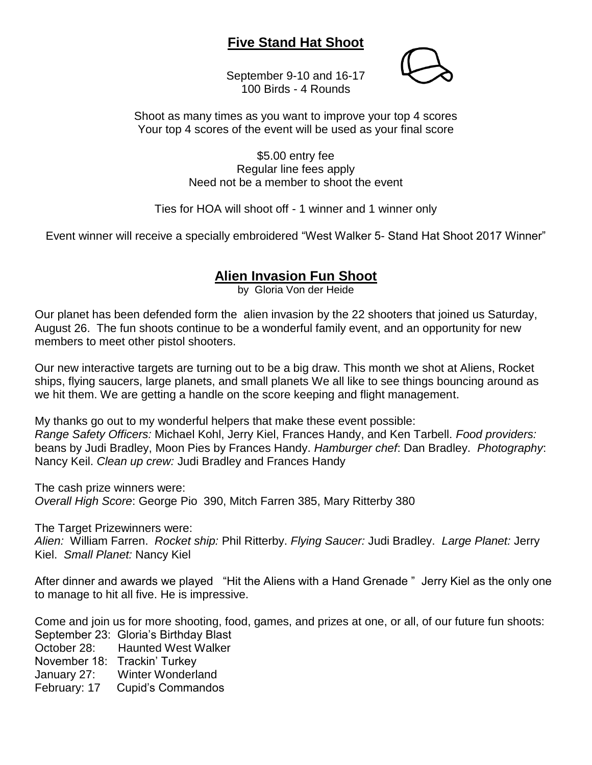## Five Stand Hat Shoot

September 9-10 and 16-17
100 Birds - 4 Rounds

Shoot as many times as you want to improve your top 4 scores
Your top 4 scores of the event will be used as your final score

$5.00 entry fee
Regular line fees apply
Need not be a member to shoot the event

Ties for HOA will shoot off - 1 winner and 1 winner only

Event winner will receive a specially embroidered "West Walker 5- Stand Hat Shoot 2017 Winner"

## Alien Invasion Fun Shoot

by Gloria Von der Heide

Our planet has been defended form the alien invasion by the 22 shooters that joined us Saturday, August 26. The fun shoots continue to be a wonderful family event, and an opportunity for new members to meet other pistol shooters.

Our new interactive targets are turning out to be a big draw. This month we shot at Aliens, Rocket ships, flying saucers, large planets, and small planets We all like to see things bouncing around as we hit them. We are getting a handle on the score keeping and flight management.

My thanks go out to my wonderful helpers that make these event possible:
*Range Safety Officers:* Michael Kohl, Jerry Kiel, Frances Handy, and Ken Tarbell. *Food providers:* beans by Judi Bradley, Moon Pies by Frances Handy. *Hamburger chef*: Dan Bradley. *Photography*: Nancy Keil. *Clean up crew:* Judi Bradley and Frances Handy

The cash prize winners were:
*Overall High Score*: George Pio 390, Mitch Farren 385, Mary Ritterby 380

The Target Prizewinners were:
*Alien:* William Farren. *Rocket ship:* Phil Ritterby. *Flying Saucer:* Judi Bradley. *Large Planet:* Jerry Kiel. *Small Planet:* Nancy Kiel

After dinner and awards we played "Hit the Aliens with a Hand Grenade " Jerry Kiel as the only one to manage to hit all five. He is impressive.

Come and join us for more shooting, food, games, and prizes at one, or all, of our future fun shoots:
September 23: Gloria's Birthday Blast
October 28: Haunted West Walker
November 18: Trackin' Turkey
January 27: Winter Wonderland
February: 17 Cupid's Commandos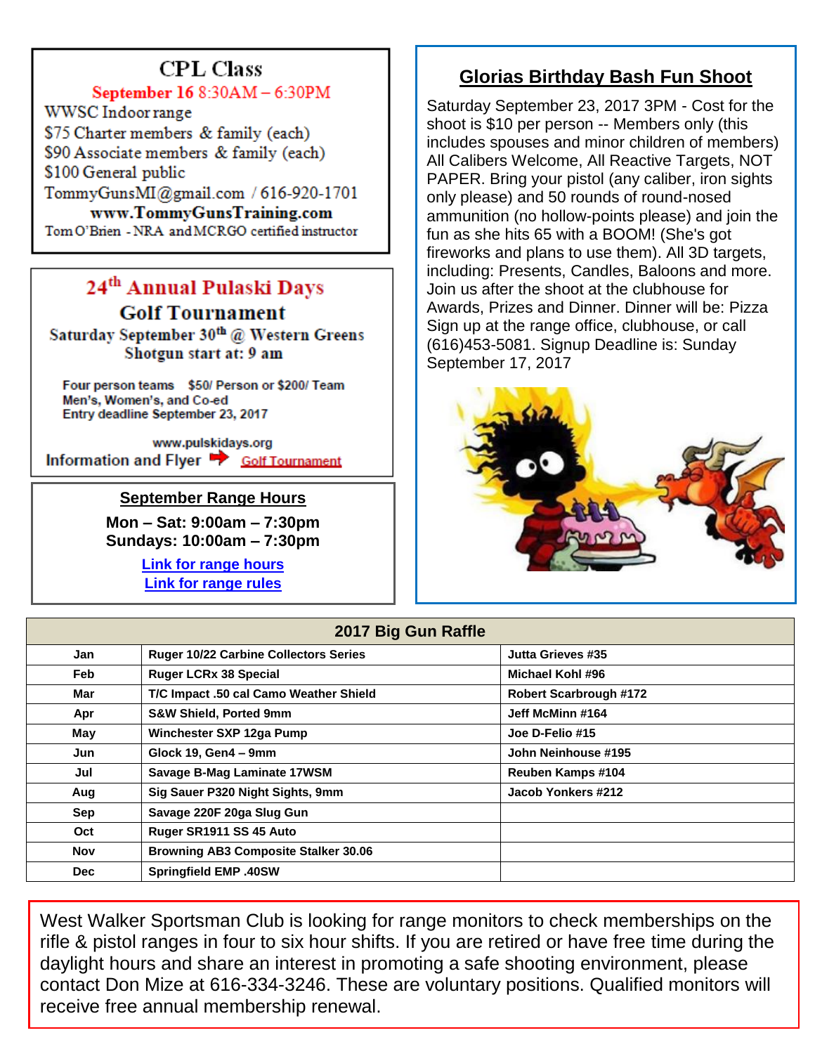## CPL Class

**September 16** 8:30AM – 6:30PM
WWSC Indoor range
$75 Charter members & family (each)
$90 Associate members & family (each)
$100 General public
TommyGunsMI@gmail.com / 616-920-1701
**www.TommyGunsTraining.com**
Tom O'Brien - NRA and MCRGO certified instructor

## 24th Annual Pulaski Days Golf Tournament

Saturday September 30th @ Western Greens
Shotgun start at: 9 am

Four person teams $50/ Person or $200/ Team
Men's, Women's, and Co-ed
Entry deadline September 23, 2017

www.pulskidays.org
Information and Flyer ➡ Golf Tournament

## September Range Hours

**Mon – Sat: 9:00am – 7:30pm**
**Sundays: 10:00am – 7:30pm**

Link for range hours
Link for range rules

## Glorias Birthday Bash Fun Shoot

Saturday September 23, 2017 3PM - Cost for the shoot is $10 per person -- Members only (this includes spouses and minor children of members) All Calibers Welcome, All Reactive Targets, NOT PAPER. Bring your pistol (any caliber, iron sights only please) and 50 rounds of round-nosed ammunition (no hollow-points please) and join the fun as she hits 65 with a BOOM! (She's got fireworks and plans to use them). All 3D targets, including: Presents, Candles, Baloons and more. Join us after the shoot at the clubhouse for Awards, Prizes and Dinner. Dinner will be: Pizza Sign up at the range office, clubhouse, or call (616)453-5081. Signup Deadline is: Sunday September 17, 2017

## 2017 Big Gun Raffle

| Month | Gun | Winner |
|---|---|---|
| Jan | Ruger 10/22 Carbine Collectors Series | Jutta Grieves #35 |
| Feb | Ruger LCRx 38 Special | Michael Kohl #96 |
| Mar | T/C Impact .50 cal Camo Weather Shield | Robert Scarbrough #172 |
| Apr | S&W Shield, Ported 9mm | Jeff McMinn #164 |
| May | Winchester SXP 12ga Pump | Joe D-Felio #15 |
| Jun | Glock 19, Gen4 – 9mm | John Neinhouse #195 |
| Jul | Savage B-Mag Laminate 17WSM | Reuben Kamps #104 |
| Aug | Sig Sauer P320 Night Sights, 9mm | Jacob Yonkers #212 |
| Sep | Savage 220F 20ga Slug Gun | |
| Oct | Ruger SR1911 SS 45 Auto | |
| Nov | Browning AB3 Composite Stalker 30.06 | |
| Dec | Springfield EMP .40SW | |

West Walker Sportsman Club is looking for range monitors to check memberships on the rifle & pistol ranges in four to six hour shifts. If you are retired or have free time during the daylight hours and share an interest in promoting a safe shooting environment, please contact Don Mize at 616-334-3246. These are voluntary positions. Qualified monitors will receive free annual membership renewal.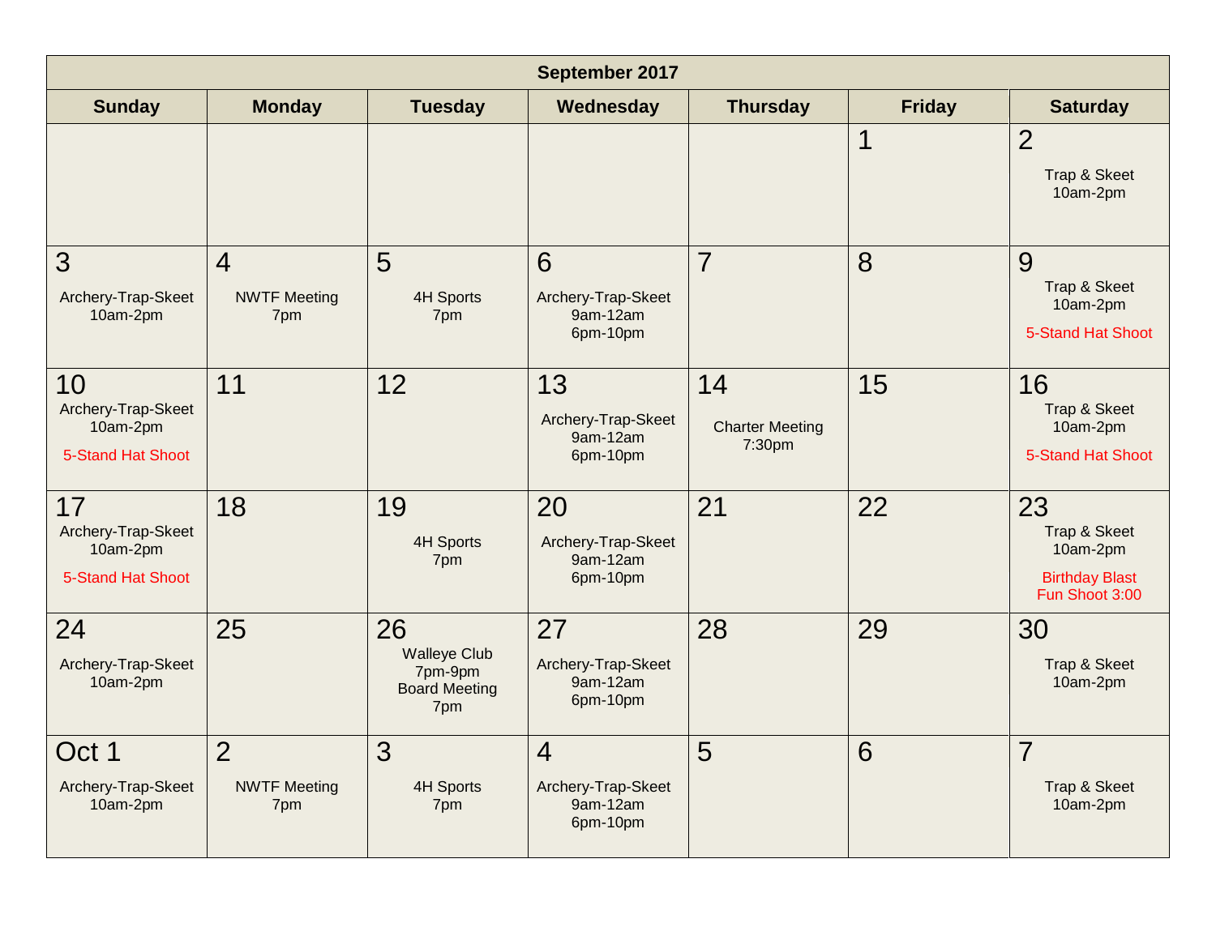| September 2017 | | | | | | |
|---|---|---|---|---|---|---|
| **Sunday** | **Monday** | **Tuesday** | **Wednesday** | **Thursday** | **Friday** | **Saturday** |
| | | | | | 1 | 2<br>Trap & Skeet<br>10am-2pm |
| 3<br>Archery-Trap-Skeet<br>10am-2pm | 4<br>NWTF Meeting<br>7pm | 5<br>4H Sports<br>7pm | 6<br>Archery-Trap-Skeet<br>9am-12am<br>6pm-10pm | 7 | 8 | 9<br>Trap & Skeet<br>10am-2pm<br>5-Stand Hat Shoot |
| 10<br>Archery-Trap-Skeet<br>10am-2pm<br>5-Stand Hat Shoot | 11 | 12 | 13<br>Archery-Trap-Skeet<br>9am-12am<br>6pm-10pm | 14<br>Charter Meeting<br>7:30pm | 15 | 16<br>Trap & Skeet<br>10am-2pm<br>5-Stand Hat Shoot |
| 17<br>Archery-Trap-Skeet<br>10am-2pm<br>5-Stand Hat Shoot | 18 | 19<br>4H Sports<br>7pm | 20<br>Archery-Trap-Skeet<br>9am-12am<br>6pm-10pm | 21 | 22 | 23<br>Trap & Skeet<br>10am-2pm<br>Birthday Blast<br>Fun Shoot 3:00 |
| 24<br>Archery-Trap-Skeet<br>10am-2pm | 25 | 26<br>Walleye Club<br>7pm-9pm<br>Board Meeting<br>7pm | 27<br>Archery-Trap-Skeet<br>9am-12am<br>6pm-10pm | 28 | 29 | 30<br>Trap & Skeet<br>10am-2pm |
| Oct 1<br>Archery-Trap-Skeet<br>10am-2pm | 2<br>NWTF Meeting<br>7pm | 3<br>4H Sports<br>7pm | 4<br>Archery-Trap-Skeet<br>9am-12am<br>6pm-10pm | 5 | 6 | 7<br>Trap & Skeet<br>10am-2pm |